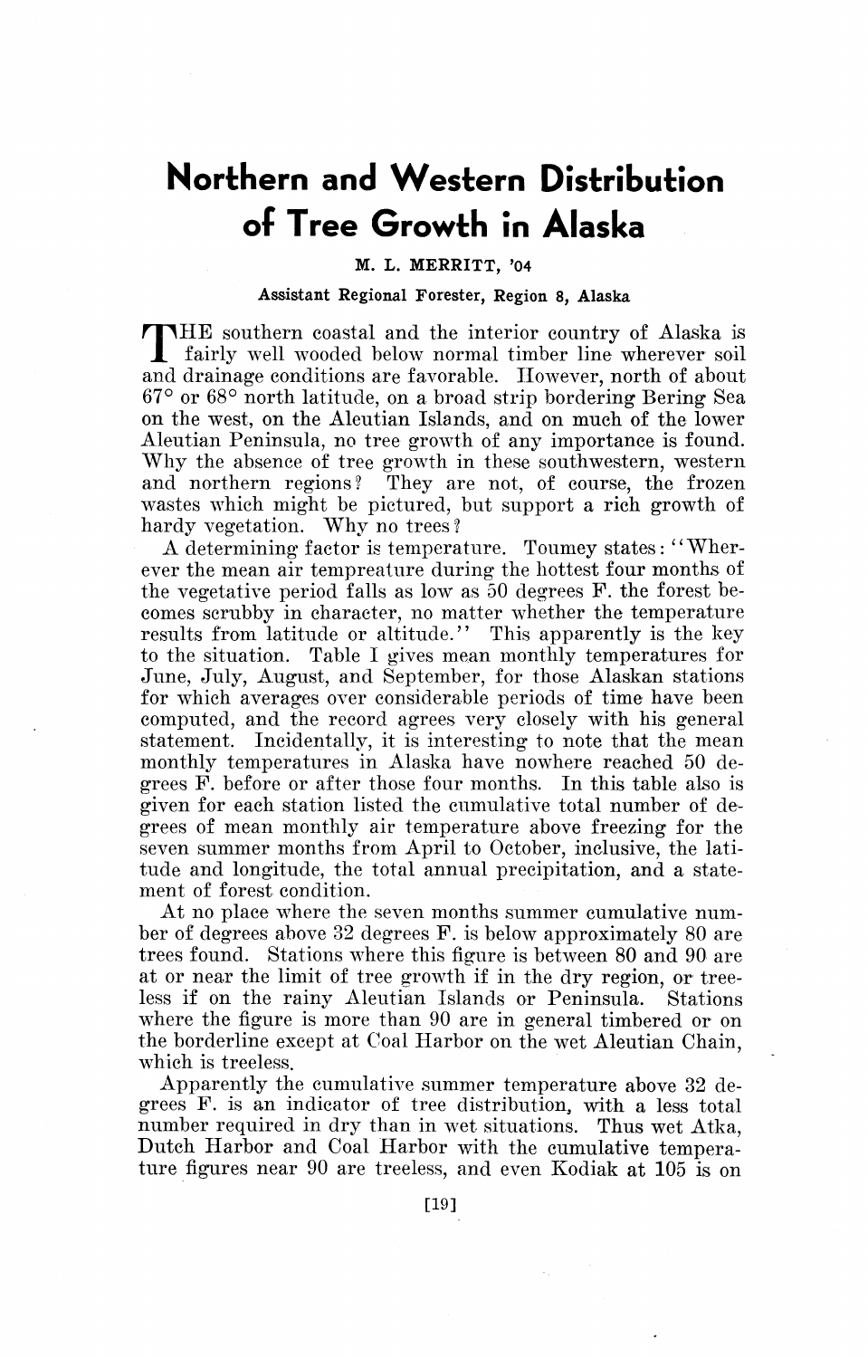# Northern and Western Distribution of Tree Growth in Alaska

M. L. MERRITT, '04

Assistant Regional Forester, Region 8, Alaska

THE southern coastal and the interior country of Alaska is fairly well wooded below normal timber line wherever soil and drainage conditions are favorable. However, north of about 67° or 68° north latitude, on a broad strip bordering Bering Sea on the west, on the Aleutian Islands, and on much of the lower Aleutian Peninsula, no tree growth of any importance is found. Why the absence of tree growth in these southwestern, western and northern regions? They are not, of course, the frozen wastes which might be pictured, but support a rich growth of hardy vegetation. Why no trees?

A determining factor is temperature. Toumey states: "Wherever the mean air tempreature during the hottest four months of the vegetative period falls as low as 50 degrees F. the forest becomes scrubby in character, no matter whether the temperature results from latitude or altitude." This apparently is the key to the situation. Table I gives mean monthly temperatures for June, July, August, and September, for those Alaskan stations for which averages over considerable periods of time have been computed, and the record agrees very closely with his general statement. Incidentally, it is interesting to note that the mean monthly temperatures in Alaska have nowhere reached 50 degrees F. before or after those four months. In this table also is given for each station listed the cumulative total number of degrees of mean monthly air temperature above freezing for the seven summer months from April to October, inclusive, the latitude and longitude, the total annual precipitation, and a statement of forest condition.

At no place where the seven months summer cumulative number of degrees above 32 degrees F. is below approximately 80 are trees found. Stations where this figure is between 80 and 90 are at or near the limit of tree growth if in the dry region, or treeless if on the rainy Aleutian Islands or Peninsula. Stations where the figure is more than 90 are in general timbered or on the borderline except at Coal Harbor on the wet Aleutian Chain, which is treeless.

Apparently the cumulative summer temperature above 32 degrees F. is an indicator of tree distribution, with a less total number required in dry than in wet situations. Thus wet Atka, Dutch Harbor and Coal Harbor with the cumulative temperature figures near 90 are treeless, and even Kodiak at 105 is on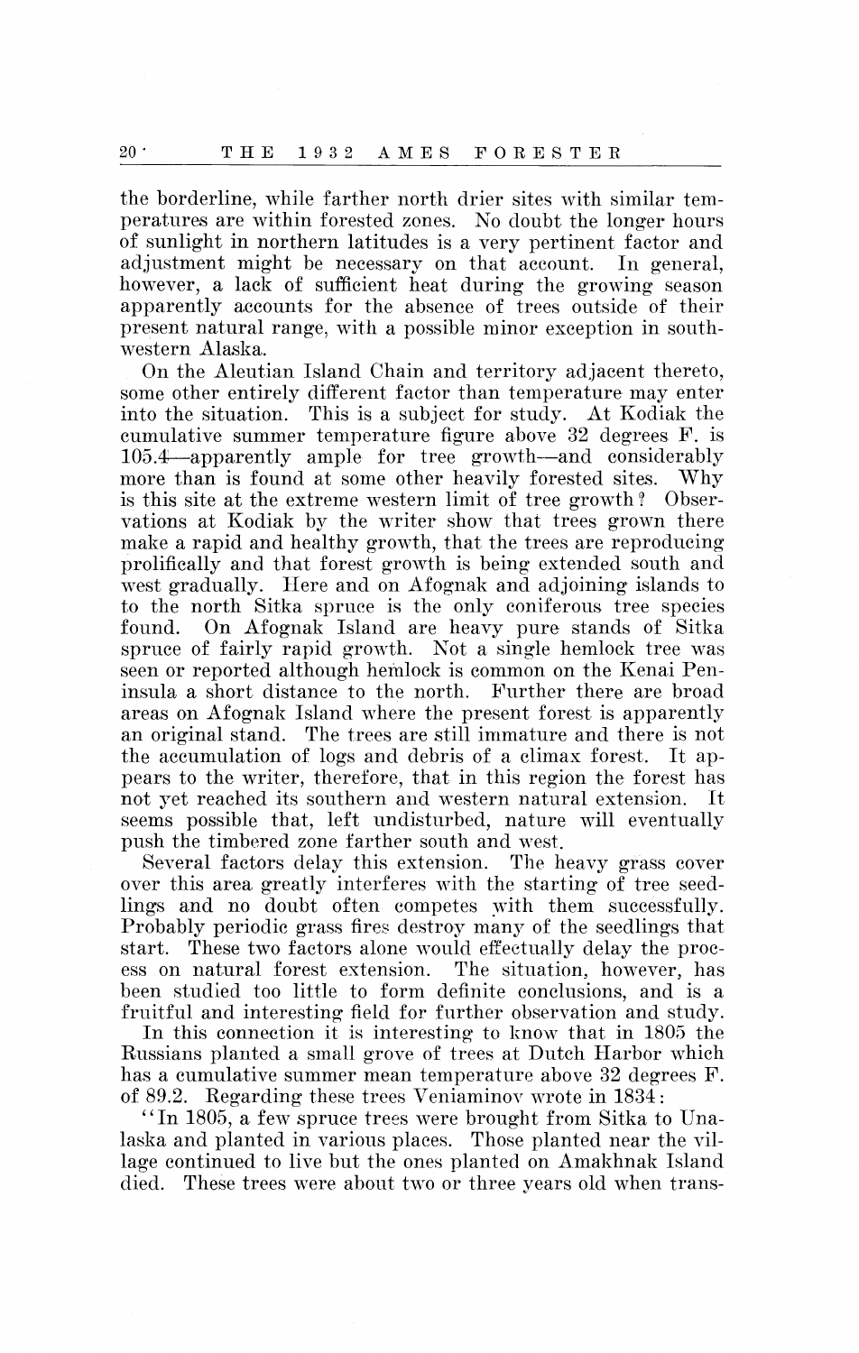the borderline, while farther north drier sites with similar temperatures are within forested zones. No doubt the longer hours of sunlight in northern latitudes is a very pertinent factor and adjustment might be necessary on that account. In general, however, a lack of sufficient heat during the growing season apparently accounts for the absence of trees outside of their present natural range, with a possible minor exception in southwestern Alaska.

On the Aleutian Island Chain and territory adjacent thereto, some other entirely different factor than temperature may enter into the situation. This is a subject for study. At Kodiak the cumulative summer temperature figure above 32 degrees F. is 105.4—apparently ample for tree growth—and considerably more than is found at some other heavily forested sites. Why is this site at the extreme western limit of tree growth? Observations at Kodiak by the writer show that trees grown there make a rapid and healthy growth, that the trees are reproducing prolifically and that forest growth is being extended south and west gradually. Here and on Afognak and adjoining islands to to the north Sitka spruce is the only coniferous tree species found. On Afognak Island are heavy pure stands of Sitka spruce of fairly rapid growth. Not a single hemlock tree was seen or reported although hemlock is common on the Kenai Peninsula a short distance to the north. Further there are broad areas on Afognak Island where the present forest is apparently an original stand. The trees are still immature and there is not the accumulation of logs and debris of a climax forest. It appears to the writer, therefore, that in this region the forest has not yet reached its southern and western natural extension. It seems possible that, left undisturbed, nature will eventually push the timbered zone farther south and west.

Several factors delay this extension. The heavy grass cover over this area greatly interferes with the starting of tree seedlings and no doubt often competes with them successfully. Probably periodic grass fires destroy many of the seedlings that start. These two factors alone would effectually delay the process on natural forest extension. The situation, however, has been studied too little to form definite conclusions, and is a fruitful and interesting field for further observation and study.

In this connection it is interesting to know that in 1805 the Russians planted a small grove of trees at Dutch Harbor which has a cumulative summer mean temperature above 32 degrees F. of 89.2. Regarding these trees Veniaminov wrote in 1834:

"In 1805, a few spruce trees were brought from Sitka to Unalaska and planted in various places. Those planted near the village continued to live but the ones planted on Amakhnak Island died. These trees were about two or three years old when trans-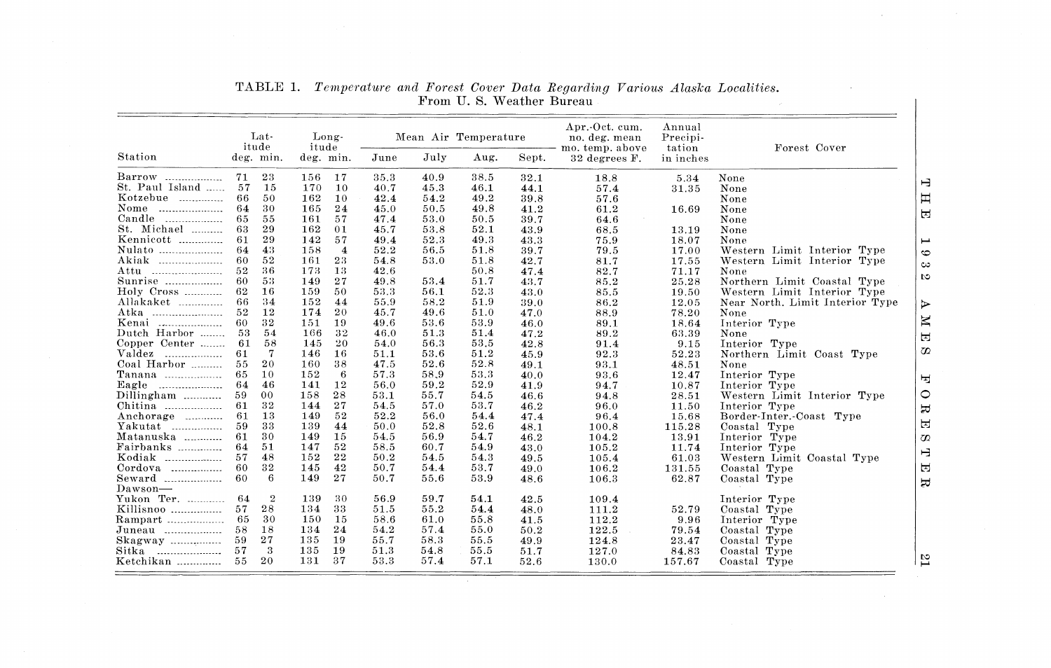TABLE 1. *Temperature and Forest Cover Data Regarding Various Alaska Localities.* From U. S. Weather Bureau

| Station | Latitude deg. min. | Longitude deg. min. | Mean Air Temperature June | July | Aug. | Sept. | Apr.-Oct. cum. no. deg. mean mo. temp. above 32 degrees F. | Annual Precipitation in inches | Forest Cover |
|---|---|---|---|---|---|---|---|---|---|
| Barrow | 71 23 | 156 17 | 35.3 | 40.9 | 38.5 | 32.1 | 18.8 | 5.34 | None |
| St. Paul Island | 57 15 | 170 10 | 40.7 | 45.3 | 46.1 | 44.1 | 57.4 | 31.35 | None |
| Kotzebue | 66 50 | 162 10 | 42.4 | 54.2 | 49.2 | 39.8 | 57.6 | | None |
| Nome | 64 30 | 165 24 | 45.0 | 50.5 | 49.8 | 41.2 | 61.2 | 16.69 | None |
| Candle | 65 55 | 161 57 | 47.4 | 53.0 | 50.5 | 39.7 | 64.6 | | None |
| St. Michael | 63 29 | 162 01 | 45.7 | 53.8 | 52.1 | 43.9 | 68.5 | 13.19 | None |
| Kennicott | 61 29 | 142 57 | 49.4 | 52.3 | 49.3 | 43.3 | 75.9 | 18.07 | None |
| Nulato | 64 43 | 158 4 | 52.2 | 56.5 | 51.8 | 39.7 | 79.5 | 17.00 | Western Limit Interior Type |
| Akiak | 60 52 | 161 23 | 54.8 | 53.0 | 51.8 | 42.7 | 81.7 | 17.55 | Western Limit Interior Type |
| Attu | 52 36 | 173 13 | 42.6 | | 50.8 | 47.4 | 82.7 | 71.17 | None |
| Sunrise | 60 53 | 149 27 | 49.8 | 53.4 | 51.7 | 43.7 | 85.2 | 25.28 | Northern Limit Coastal Type |
| Holy Cross | 62 16 | 159 50 | 53.3 | 56.1 | 52.3 | 43.0 | 85.5 | 19.50 | Western Limit Interior Type |
| Allakaket | 66 34 | 152 44 | 55.9 | 58.2 | 51.9 | 39.0 | 86.2 | 12.05 | Near North. Limit Interior Type |
| Atka | 52 12 | 174 20 | 45.7 | 49.6 | 51.0 | 47.0 | 88.9 | 78.20 | None |
| Kenai | 60 32 | 151 19 | 49.6 | 53.6 | 53.9 | 46.0 | 89.1 | 18.64 | Interior Type |
| Dutch Harbor | 53 54 | 166 32 | 46.0 | 51.3 | 51.4 | 47.2 | 89.2 | 63.39 | None |
| Copper Center | 61 58 | 145 20 | 54.0 | 56.3 | 53.5 | 42.8 | 91.4 | 9.15 | Interior Type |
| Valdez | 61 7 | 146 16 | 51.1 | 53.6 | 51.2 | 45.9 | 92.3 | 52.23 | Northern Limit Coast Type |
| Coal Harbor | 55 20 | 160 38 | 47.5 | 52.6 | 52.8 | 49.1 | 93.1 | 48.51 | None |
| Tanana | 65 10 | 152 6 | 57.3 | 58.9 | 53.3 | 40.0 | 93.6 | 12.47 | Interior Type |
| Eagle | 64 46 | 141 12 | 56.0 | 59.2 | 52.9 | 41.9 | 94.7 | 10.87 | Interior Type |
| Dillingham | 59 00 | 158 28 | 53.1 | 55.7 | 54.5 | 46.6 | 94.8 | 28.51 | Western Limit Interior Type |
| Chitina | 61 32 | 144 27 | 54.5 | 57.0 | 53.7 | 46.2 | 96.0 | 11.50 | Interior Type |
| Anchorage | 61 13 | 149 52 | 52.2 | 56.0 | 54.4 | 47.4 | 96.4 | 15.68 | Border-Inter.-Coast Type |
| Yakutat | 59 33 | 139 44 | 50.0 | 52.8 | 52.6 | 48.1 | 100.8 | 115.28 | Coastal Type |
| Matanuska | 61 30 | 149 15 | 54.5 | 56.9 | 54.7 | 46.2 | 104.2 | 13.91 | Interior Type |
| Fairbanks | 64 51 | 147 52 | 58.5 | 60.7 | 54.9 | 43.0 | 105.2 | 11.74 | Interior Type |
| Kodiak | 57 48 | 152 22 | 50.2 | 54.5 | 54.3 | 49.5 | 105.4 | 61.03 | Western Limit Coastal Type |
| Cordova | 60 32 | 145 42 | 50.7 | 54.4 | 53.7 | 49.0 | 106.2 | 131.55 | Coastal Type |
| Seward | 60 6 | 149 27 | 50.7 | 55.6 | 53.9 | 48.6 | 106.3 | 62.87 | Coastal Type |
| Dawson—Yukon Ter. | 64 2 | 139 30 | 56.9 | 59.7 | 54.1 | 42.5 | 109.4 | | Interior Type |
| Killisnoo | 57 28 | 134 33 | 51.5 | 55.2 | 54.4 | 48.0 | 111.2 | 52.79 | Coastal Type |
| Rampart | 65 30 | 150 15 | 58.6 | 61.0 | 55.8 | 41.5 | 112.2 | 9.96 | Interior Type |
| Juneau | 58 18 | 134 24 | 54.2 | 57.4 | 55.0 | 50.2 | 122.5 | 79.54 | Coastal Type |
| Skagway | 59 27 | 135 19 | 55.7 | 58.3 | 55.5 | 49.9 | 124.8 | 23.47 | Coastal Type |
| Sitka | 57 3 | 135 19 | 51.3 | 54.8 | 55.5 | 51.7 | 127.0 | 84.83 | Coastal Type |
| Ketchikan | 55 20 | 131 37 | 53.3 | 57.4 | 57.1 | 52.6 | 130.0 | 157.67 | Coastal Type |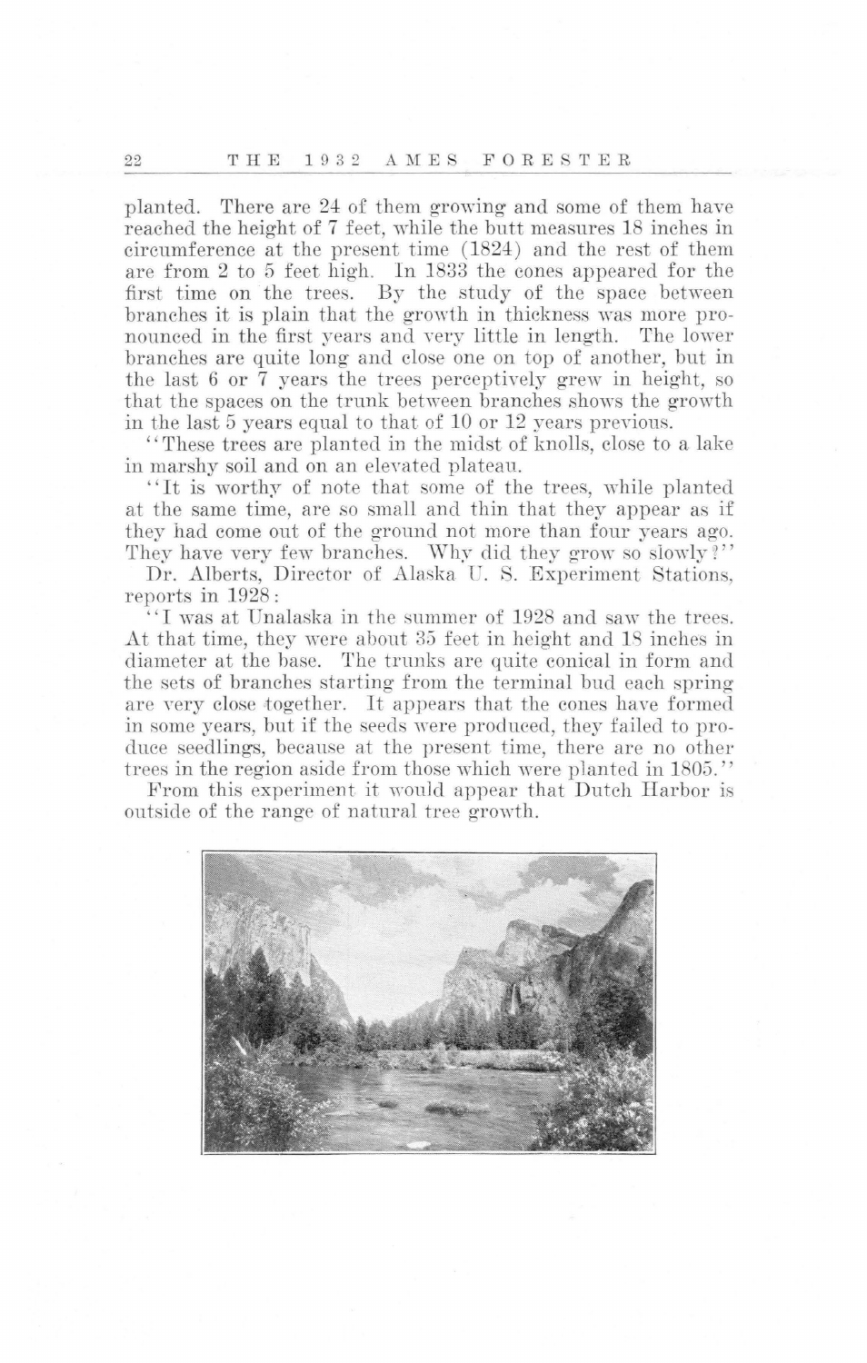planted. There are 24 of them growing and some of them have reached the height of 7 feet, while the butt measures 18 inches in circumference at the present time (1824) and the rest of them are from 2 to 5 feet high. In 1833 the cones appeared for the first time on the trees. By the study of the space between branches it is plain that the growth in thickness was more pronounced in the first years and very little in length. The lower branches are quite long and close one on top of another, but in the last 6 or 7 years the trees perceptively grew in height, so that the spaces on the trunk between branches shows the growth in the last 5 years equal to that of 10 or 12 years previous.

"These trees are planted in the midst of knolls, close to a lake in marshy soil and on an elevated plateau.

"It is worthy of note that some of the trees, while planted at the same time, are so small and thin that they appear as if they had come out of the ground not more than four years ago. They have very few branches. Why did they grow so slowly?"

Dr. Alberts, Director of Alaska U. S. Experiment Stations, reports in 1928:

"I was at Unalaska in the summer of 1928 and saw the trees. At that time, they were about 35 feet in height and 18 inches in diameter at the base. The trunks are quite conical in form and the sets of branches starting from the terminal bud each spring are very close together. It appears that the cones have formed in some years, but if the seeds were produced, they failed to produce seedlings, because at the present time, there are no other trees in the region aside from those which were planted in 1805."

From this experiment it would appear that Dutch Harbor is outside of the range of natural tree growth.